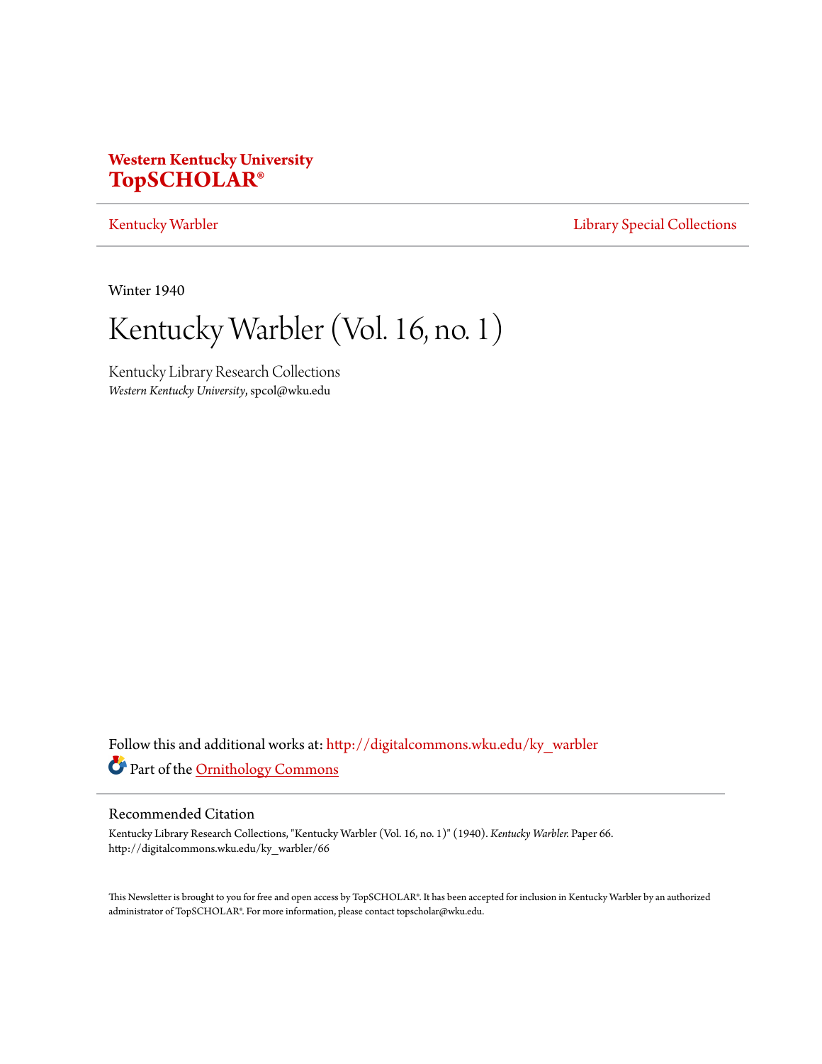**Western Kentucky University**
**TopSCHOLAR®**

Kentucky Warbler | Library Special Collections

Winter 1940

# Kentucky Warbler (Vol. 16, no. 1)

Kentucky Library Research Collections
*Western Kentucky University*, spcol@wku.edu

Follow this and additional works at: http://digitalcommons.wku.edu/ky_warbler

Part of the Ornithology Commons

## Recommended Citation

Kentucky Library Research Collections, "Kentucky Warbler (Vol. 16, no. 1)" (1940). *Kentucky Warbler.* Paper 66.
http://digitalcommons.wku.edu/ky_warbler/66

This Newsletter is brought to you for free and open access by TopSCHOLAR®. It has been accepted for inclusion in Kentucky Warbler by an authorized administrator of TopSCHOLAR®. For more information, please contact topscholar@wku.edu.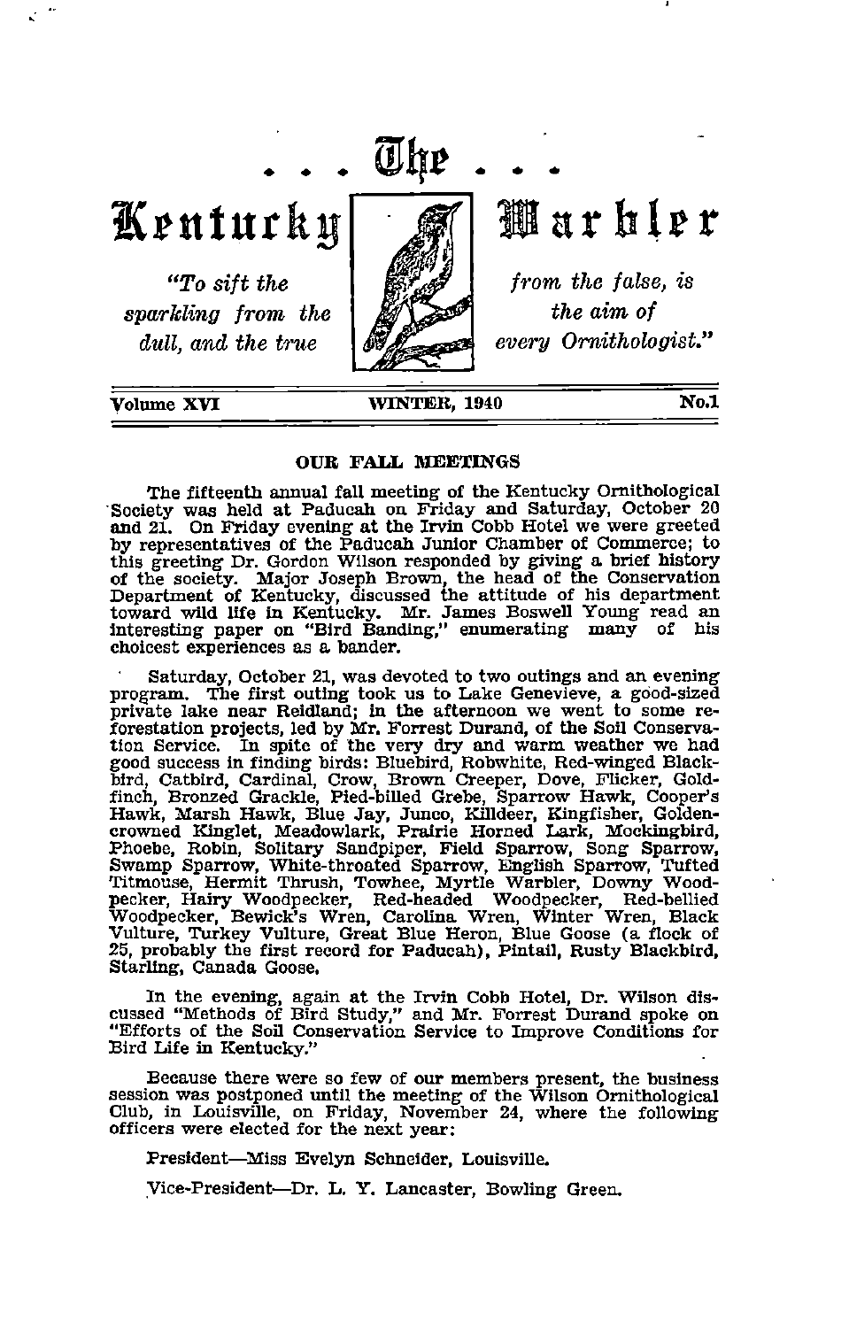# The Kentucky Warbler

*"To sift the sparkling from the dull, and the true from the false, is the aim of every Ornithologist."*

Volume XVI — WINTER, 1940 — No.1

## OUR FALL MEETINGS

The fifteenth annual fall meeting of the Kentucky Ornithological Society was held at Paducah on Friday and Saturday, October 20 and 21. On Friday evening at the Irvin Cobb Hotel we were greeted by representatives of the Paducah Junior Chamber of Commerce; to this greeting Dr. Gordon Wilson responded by giving a brief history of the society. Major Joseph Brown, the head of the Conservation Department of Kentucky, discussed the attitude of his department toward wild life in Kentucky. Mr. James Boswell Young read an interesting paper on "Bird Banding," enumerating many of his choicest experiences as a bander.

Saturday, October 21, was devoted to two outings and an evening program. The first outing took us to Lake Genevieve, a good-sized private lake near Reidland; in the afternoon we went to some reforestation projects, led by Mr. Forrest Durand, of the Soil Conservation Service. In spite of the very dry and warm weather we had good success in finding birds: Bluebird, Robwhite, Red-winged Blackbird, Catbird, Cardinal, Crow, Brown Creeper, Dove, Flicker, Goldfinch, Bronzed Grackle, Pied-billed Grebe, Sparrow Hawk, Cooper's Hawk, Marsh Hawk, Blue Jay, Junco, Killdeer, Kingfisher, Golden-crowned Kinglet, Meadowlark, Prairie Horned Lark, Mockingbird, Phoebe, Robin, Solitary Sandpiper, Field Sparrow, Song Sparrow, Swamp Sparrow, White-throated Sparrow, English Sparrow, Tufted Titmouse, Hermit Thrush, Towhee, Myrtle Warbler, Downy Woodpecker, Hairy Woodpecker, Red-headed Woodpecker, Red-bellied Woodpecker, Bewick's Wren, Carolina Wren, Winter Wren, Black Vulture, Turkey Vulture, Great Blue Heron, Blue Goose (a flock of 25, probably the first record for Paducah), Pintail, Rusty Blackbird, Starling, Canada Goose.

In the evening, again at the Irvin Cobb Hotel, Dr. Wilson discussed "Methods of Bird Study," and Mr. Forrest Durand spoke on "Efforts of the Soil Conservation Service to Improve Conditions for Bird Life in Kentucky."

Because there were so few of our members present, the business session was postponed until the meeting of the Wilson Ornithological Club, in Louisville, on Friday, November 24, where the following officers were elected for the next year:

President—Miss Evelyn Schneider, Louisville.

Vice-President—Dr. L. Y. Lancaster, Bowling Green.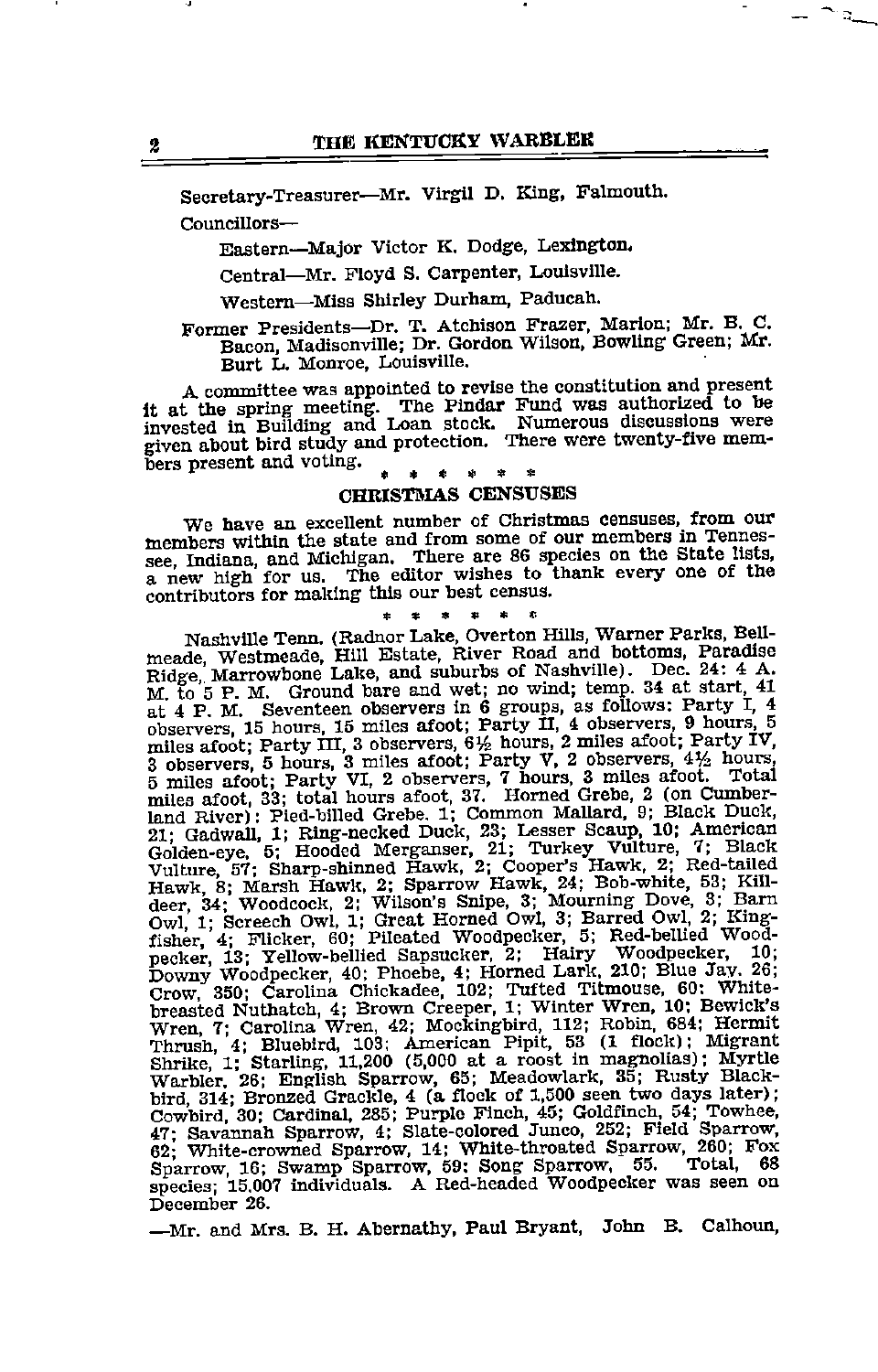Secretary-Treasurer—Mr. Virgil D. King, Falmouth.

Councillors—

Eastern—Major Victor K. Dodge, Lexington.

Central—Mr. Floyd S. Carpenter, Louisville.

Western—Miss Shirley Durham, Paducah.

Former Presidents—Dr. T. Atchison Frazer, Marion; Mr. B. C. Bacon, Madisonville; Dr. Gordon Wilson, Bowling Green; Mr. Burt L. Monroe, Louisville.

A committee was appointed to revise the constitution and present it at the spring meeting. The Pindar Fund was authorized to be invested in Building and Loan stock. Numerous discussions were given about bird study and protection. There were twenty-five members present and voting.

\* \* \* \* \* \*

## CHRISTMAS CENSUSES

We have an excellent number of Christmas censuses, from our members within the state and from some of our members in Tennessee, Indiana, and Michigan. There are 86 species on the State lists, a new high for us. The editor wishes to thank every one of the contributors for making this our best census.

\* \* \* \* \* \*

Nashville Tenn. (Radnor Lake, Overton Hills, Warner Parks, Bellmeade, Westmeade, Hill Estate, River Road and bottoms, Paradise Ridge, Marrowbone Lake, and suburbs of Nashville). Dec. 24: 4 A. M. to 5 P. M. Ground bare and wet; no wind; temp. 34 at start, 41 at 4 P. M. Seventeen observers in 6 groups, as follows: Party I, 4 observers, 15 hours, 15 miles afoot; Party II, 4 observers, 9 hours, 5 miles afoot; Party III, 3 observers, 6½ hours, 2 miles afoot; Party IV, 3 observers, 5 hours, 3 miles afoot; Party V, 2 observers, 4½ hours, 5 miles afoot; Party VI, 2 observers, 7 hours, 3 miles afoot. Total miles afoot, 33; total hours afoot, 37. Horned Grebe, 2 (on Cumberland River); Pied-billed Grebe. 1; Common Mallard, 9; Black Duck, 21; Gadwall, 1; Ring-necked Duck, 23; Lesser Scaup, 10; American Golden-eye, 5; Hooded Merganser, 21; Turkey Vulture, 7; Black Vulture, 57; Sharp-shinned Hawk, 2; Cooper's Hawk, 2; Red-tailed Hawk, 8; Marsh Hawk, 2; Sparrow Hawk, 24; Bob-white, 53; Killdeer, 34; Woodcock, 2; Wilson's Snipe, 3; Mourning Dove, 3; Barn Owl, 1; Screech Owl, 1; Great Horned Owl, 3; Barred Owl, 2; Kingfisher, 4; Flicker, 60; Pileated Woodpecker, 5; Red-bellied Woodpecker, 13; Yellow-bellied Sapsucker, 2; Hairy Woodpecker, 10; Downy Woodpecker, 40; Phoebe, 4; Horned Lark, 210; Blue Jay, 26; Crow, 350; Carolina Chickadee, 102; Tufted Titmouse, 60; White-breasted Nuthatch, 4; Brown Creeper, 1; Winter Wren, 10; Bewick's Wren, 7; Carolina Wren, 42; Mockingbird, 112; Robin, 684; Hermit Thrush, 4; Bluebird, 103; American Pipit, 53 (1 flock); Migrant Shrike, 1; Starling, 11,200 (5,000 at a roost in magnolias); Myrtle Warbler, 26; English Sparrow, 65; Meadowlark, 35; Rusty Blackbird, 314; Bronzed Grackle, 4 (a flock of 1,500 seen two days later); Cowbird, 30; Cardinal, 285; Purple Finch, 45; Goldfinch, 54; Towhee, 47; Savannah Sparrow, 4; Slate-colored Junco, 252; Field Sparrow, 62; White-crowned Sparrow, 14; White-throated Sparrow, 260; Fox Sparrow, 16; Swamp Sparrow, 59; Song Sparrow, 55. Total, 68 species; 15,007 individuals. A Red-headed Woodpecker was seen on December 26.

—Mr. and Mrs. B. H. Abernathy, Paul Bryant, John B. Calhoun,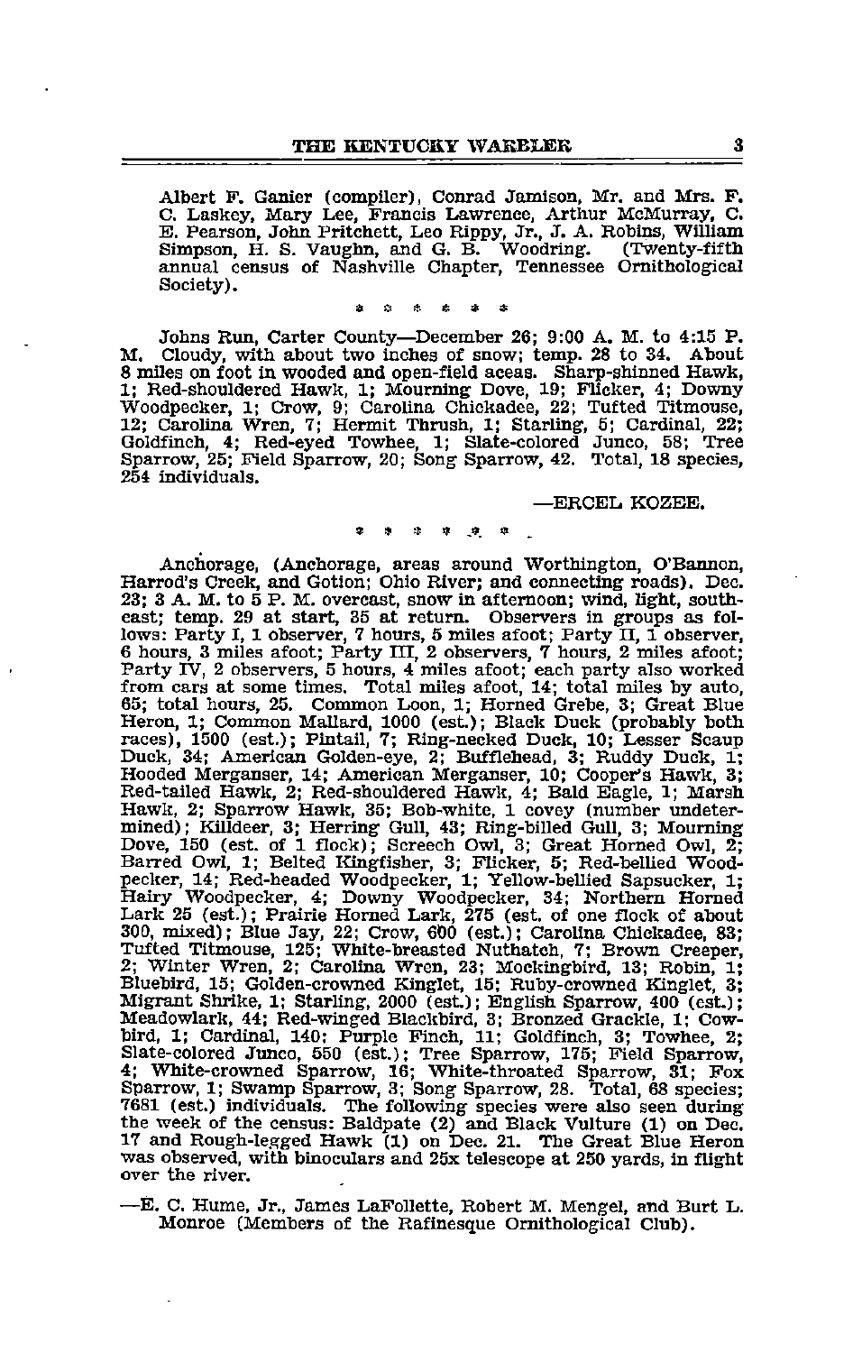Albert F. Ganier (compiler), Conrad Jamison, Mr. and Mrs. F. C. Laskey, Mary Lee, Francis Lawrence, Arthur McMurray, C. E. Pearson, John Pritchett, Leo Rippy, Jr., J. A. Robins, William Simpson, H. S. Vaughn, and G. B. Woodring. (Twenty-fifth annual census of Nashville Chapter, Tennessee Ornithological Society).

\* \* \* \* \* \*

Johns Run, Carter County—December 26; 9:00 A. M. to 4:15 P. M. Cloudy, with about two inches of snow; temp. 28 to 34. About 8 miles on foot in wooded and open-field aceas. Sharp-shinned Hawk, 1; Red-shouldered Hawk, 1; Mourning Dove, 19; Flicker, 4; Downy Woodpecker, 1; Crow, 9; Carolina Chickadee, 22; Tufted Titmouse, 12; Carolina Wren, 7; Hermit Thrush, 1; Starling, 5; Cardinal, 22; Goldfinch, 4; Red-eyed Towhee, 1; Slate-colored Junco, 58; Tree Sparrow, 25; Field Sparrow, 20; Song Sparrow, 42. Total, 18 species, 254 individuals.

—ERCEL KOZEE.

\* \* \* \* \* \*

Anchorage, (Anchorage, areas around Worthington, O'Bannon, Harrod's Creek, and Gotion; Ohio River; and connecting roads). Dec. 23; 3 A. M. to 5 P. M. overcast, snow in afternoon; wind, light, southeast; temp. 29 at start, 35 at return. Observers in groups as follows: Party I, 1 observer, 7 hours, 5 miles afoot; Party II, 1 observer, 6 hours, 3 miles afoot; Party III, 2 observers, 7 hours, 2 miles afoot; Party IV, 2 observers, 5 hours, 4 miles afoot; each party also worked from cars at some times. Total miles afoot, 14; total miles by auto, 65; total hours, 25. Common Loon, 1; Horned Grebe, 3; Great Blue Heron, 1; Common Mallard, 1000 (est.); Black Duck (probably both races), 1500 (est.); Pintail, 7; Ring-necked Duck, 10; Lesser Scaup Duck, 34; American Golden-eye, 2; Bufflehead, 3; Ruddy Duck, 1; Hooded Merganser, 14; American Merganser, 10; Cooper's Hawk, 3; Red-tailed Hawk, 2; Red-shouldered Hawk, 4; Bald Eagle, 1; Marsh Hawk, 2; Sparrow Hawk, 35; Bob-white, 1 covey (number undetermined); Killdeer, 3; Herring Gull, 43; Ring-billed Gull, 3; Mourning Dove, 150 (est. of 1 flock); Screech Owl, 3; Great Horned Owl, 2; Barred Owl, 1; Belted Kingfisher, 3; Flicker, 5; Red-bellied Woodpecker, 14; Red-headed Woodpecker, 1; Yellow-bellied Sapsucker, 1; Hairy Woodpecker, 4; Downy Woodpecker, 34; Northern Horned Lark 25 (est.); Prairie Horned Lark, 275 (est. of one flock of about 300, mixed); Blue Jay, 22; Crow, 600 (est.); Carolina Chickadee, 83; Tufted Titmouse, 125; White-breasted Nuthatch, 7; Brown Creeper, 2; Winter Wren, 2; Carolina Wren, 23; Mockingbird, 13; Robin, 1; Bluebird, 15; Golden-crowned Kinglet, 15; Ruby-crowned Kinglet, 3; Migrant Shrike, 1; Starling, 2000 (est.); English Sparrow, 400 (est.); Meadowlark, 44; Red-winged Blackbird, 3; Bronzed Grackle, 1; Cowbird, 1; Cardinal, 140; Purple Finch, 11; Goldfinch, 3; Towhee, 2; Slate-colored Junco, 550 (est.); Tree Sparrow, 175; Field Sparrow, 4; White-crowned Sparrow, 16; White-throated Sparrow, 31; Fox Sparrow, 1; Swamp Sparrow, 3; Song Sparrow, 28. Total, 68 species; 7681 (est.) individuals. The following species were also seen during the week of the census: Baldpate (2) and Black Vulture (1) on Dec. 17 and Rough-legged Hawk (1) on Dec. 21. The Great Blue Heron was observed, with binoculars and 25x telescope at 250 yards, in flight over the river.

—E. C. Hume, Jr., James LaFollette, Robert M. Mengel, and Burt L. Monroe (Members of the Rafinesque Ornithological Club).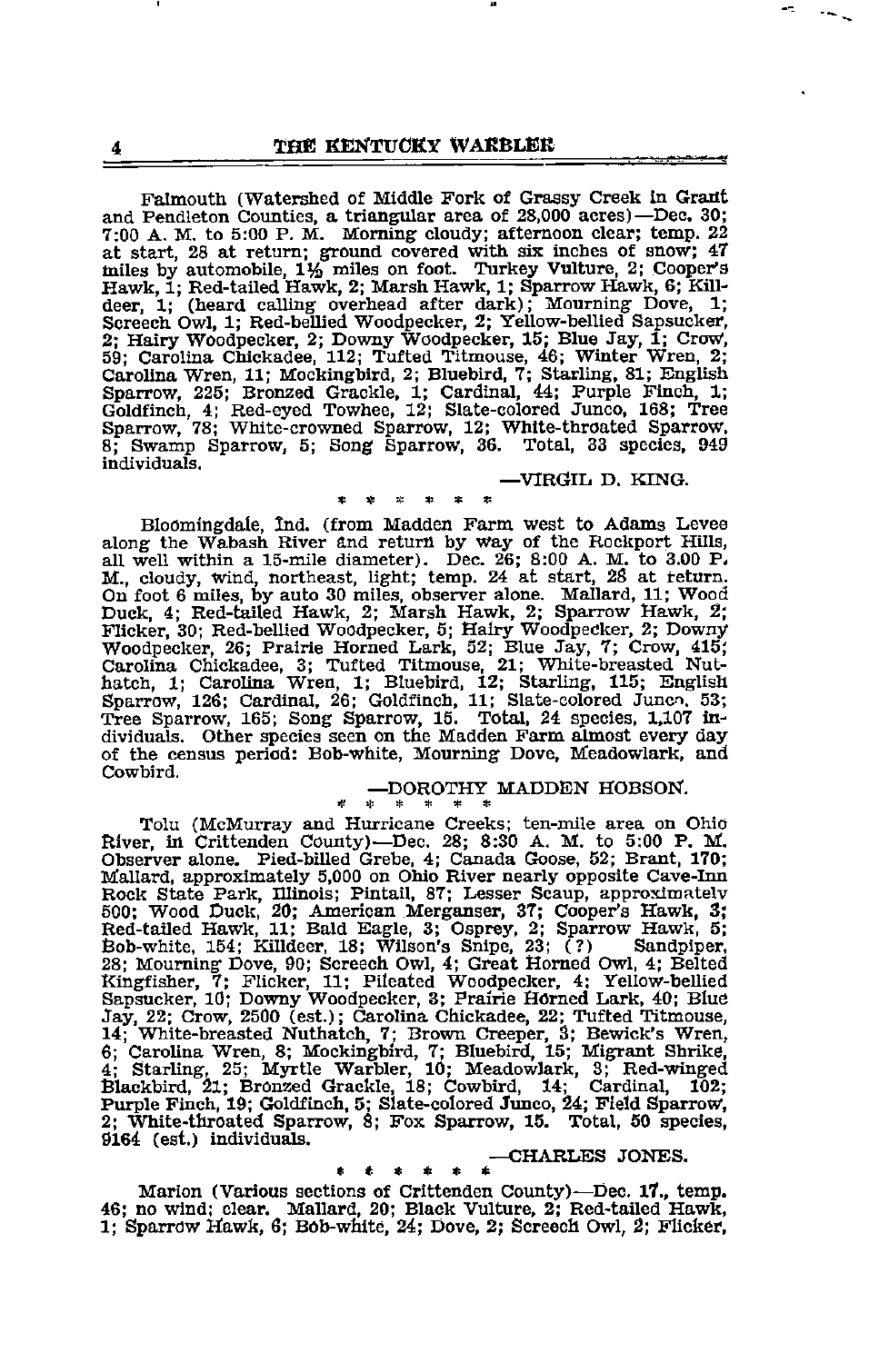Falmouth (Watershed of Middle Fork of Grassy Creek in Grant and Pendleton Counties, a triangular area of 28,000 acres)—Dec. 30; 7:00 A. M. to 5:00 P. M. Morning cloudy; afternoon clear; temp. 22 at start, 28 at return; ground covered with six inches of snow; 47 miles by automobile, 1½ miles on foot. Turkey Vulture, 2; Cooper's Hawk, 1; Red-tailed Hawk, 2; Marsh Hawk, 1; Sparrow Hawk, 6; Killdeer, 1; (heard calling overhead after dark); Mourning Dove, 1; Screech Owl, 1; Red-bellied Woodpecker, 2; Yellow-bellied Sapsucker, 2; Hairy Woodpecker, 2; Downy Woodpecker, 15; Blue Jay, 1; Crow, 59; Carolina Chickadee, 112; Tufted Titmouse, 46; Winter Wren, 2; Carolina Wren, 11; Mockingbird, 2; Bluebird, 7; Starling, 81; English Sparrow, 225; Bronzed Grackle, 1; Cardinal, 44; Purple Finch, 1; Goldfinch, 4; Red-eyed Towhee, 12; Slate-colored Junco, 168; Tree Sparrow, 78; White-crowned Sparrow, 12; White-throated Sparrow, 8; Swamp Sparrow, 5; Song Sparrow, 36. Total, 33 species, 949 individuals.

—VIRGIL D. KING.

\* \* \* \* \* \*

Bloomingdale, Ind. (from Madden Farm west to Adams Levee along the Wabash River and return by way of the Rockport Hills, all well within a 15-mile diameter). Dec. 26; 8:00 A. M. to 3.00 P. M., cloudy, wind, northeast, light; temp. 24 at start, 28 at return. On foot 6 miles, by auto 30 miles, observer alone. Mallard, 11; Wood Duck, 4; Red-tailed Hawk, 2; Marsh Hawk, 2; Sparrow Hawk, 2; Flicker, 30; Red-bellied Woodpecker, 5; Hairy Woodpecker, 2; Downy Woodpecker, 26; Prairie Horned Lark, 52; Blue Jay, 7; Crow, 415; Carolina Chickadee, 3; Tufted Titmouse, 21; White-breasted Nuthatch, 1; Carolina Wren, 1; Bluebird, 12; Starling, 115; English Sparrow, 126; Cardinal, 26; Goldfinch, 11; Slate-colored Junco, 53; Tree Sparrow, 165; Song Sparrow, 15. Total, 24 species, 1,107 individuals. Other species seen on the Madden Farm almost every day of the census period: Bob-white, Mourning Dove, Meadowlark, and Cowbird.

—DOROTHY MADDEN HOBSON.

\* \* \* \* \* \*

Tolu (McMurray and Hurricane Creeks; ten-mile area on Ohio River, in Crittenden County)—Dec. 28; 8:30 A. M. to 5:00 P. M. Observer alone. Pied-billed Grebe, 4; Canada Goose, 52; Brant, 170; Mallard, approximately 5,000 on Ohio River nearly opposite Cave-Inn Rock State Park, Illinois; Pintail, 87; Lesser Scaup, approximately 500; Wood Duck, 20; American Merganser, 37; Cooper's Hawk, 3; Red-tailed Hawk, 11; Bald Eagle, 3; Osprey, 2; Sparrow Hawk, 5; Bob-white, 154; Killdeer, 18; Wilson's Snipe, 23; (?) Sandpiper, 28; Mourning Dove, 90; Screech Owl, 4; Great Horned Owl, 4; Belted Kingfisher, 7; Flicker, 11; Pileated Woodpecker, 4; Yellow-bellied Sapsucker, 10; Downy Woodpecker, 3; Prairie Horned Lark, 40; Blue Jay, 22; Crow, 2500 (est.); Carolina Chickadee, 22; Tufted Titmouse, 14; White-breasted Nuthatch, 7; Brown Creeper, 3; Bewick's Wren, 6; Carolina Wren, 8; Mockingbird, 7; Bluebird, 15; Migrant Shrike, 4; Starling, 25; Myrtle Warbler, 10; Meadowlark, 3; Red-winged Blackbird, 21; Bronzed Grackle, 18; Cowbird, 14; Cardinal, 102; Purple Finch, 19; Goldfinch, 5; Slate-colored Junco, 24; Field Sparrow, 2; White-throated Sparrow, 8; Fox Sparrow, 15. Total, 50 species, 9164 (est.) individuals.

—CHARLES JONES.

\* \* \* \* \* \*

Marion (Various sections of Crittenden County)—Dec. 17., temp. 46; no wind; clear. Mallard, 20; Black Vulture, 2; Red-tailed Hawk, 1; Sparrow Hawk, 6; Bob-white, 24; Dove, 2; Screech Owl, 2; Flicker,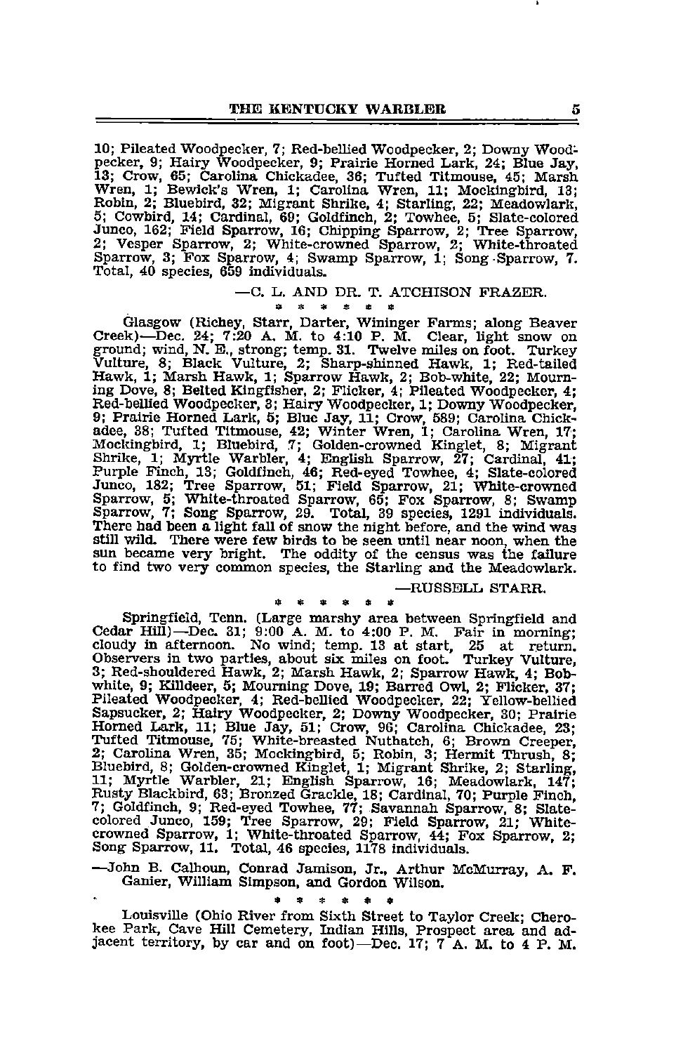10; Pileated Woodpecker, 7; Red-bellied Woodpecker, 2; Downy Woodpecker, 9; Hairy Woodpecker, 9; Prairie Horned Lark, 24; Blue Jay, 13; Crow, 65; Carolina Chickadee, 36; Tufted Titmouse, 45; Marsh Wren, 1; Bewick's Wren, 1; Carolina Wren, 11; Mockingbird, 13; Robin, 2; Bluebird, 32; Migrant Shrike, 4; Starling, 22; Meadowlark, 5; Cowbird, 14; Cardinal, 69; Goldfinch, 2; Towhee, 5; Slate-colored Junco, 162; Field Sparrow, 16; Chipping Sparrow, 2; Tree Sparrow, 2; Vesper Sparrow, 2; White-crowned Sparrow, 2; White-throated Sparrow, 3; Fox Sparrow, 4; Swamp Sparrow, 1; Song Sparrow, 7. Total, 40 species, 659 individuals.

—C. L. AND DR. T. ATCHISON FRAZER.

\* \* \* \* \* \*

Glasgow (Richey, Starr, Darter, Wininger Farms; along Beaver Creek)—Dec. 24; 7:20 A. M. to 4:10 P. M. Clear, light snow on ground; wind, N. E., strong; temp. 31. Twelve miles on foot. Turkey Vulture, 8; Black Vulture, 2; Sharp-shinned Hawk, 1; Red-tailed Hawk, 1; Marsh Hawk, 1; Sparrow Hawk, 2; Bob-white, 22; Mourning Dove, 8; Belted Kingfisher, 2; Flicker, 4; Pileated Woodpecker, 4; Red-bellied Woodpecker, 3; Hairy Woodpecker, 1; Downy Woodpecker, 9; Prairie Horned Lark, 5; Blue Jay, 11; Crow, 589; Carolina Chickadee, 38; Tufted Titmouse, 42; Winter Wren, 1; Carolina Wren, 17; Mockingbird, 1; Bluebird, 7; Golden-crowned Kinglet, 8; Migrant Shrike, 1; Myrtle Warbler, 4; English Sparrow, 27; Cardinal, 41; Purple Finch, 13; Goldfinch, 46; Red-eyed Towhee, 4; Slate-colored Junco, 182; Tree Sparrow, 51; Field Sparrow, 21; White-crowned Sparrow, 5; White-throated Sparrow, 65; Fox Sparrow, 8; Swamp Sparrow, 7; Song Sparrow, 29. Total, 39 species, 1291 individuals. There had been a light fall of snow the night before, and the wind was still wild. There were few birds to be seen until near noon, when the sun became very bright. The oddity of the census was the failure to find two very common species, the Starling and the Meadowlark.

—RUSSELL STARR.

\* \* \* \* \* \*

Springfield, Tenn. (Large marshy area between Springfield and Cedar Hill)—Dec. 31; 9:00 A. M. to 4:00 P. M. Fair in morning; cloudy in afternoon. No wind; temp. 13 at start, 25 at return. Observers in two parties, about six miles on foot. Turkey Vulture, 3; Red-shouldered Hawk, 2; Marsh Hawk, 2; Sparrow Hawk, 4; Bob-white, 9; Killdeer, 5; Mourning Dove, 19; Barred Owl, 2; Flicker, 37; Pileated Woodpecker, 4; Red-bellied Woodpecker, 22; Yellow-bellied Sapsucker, 2; Hairy Woodpecker, 2; Downy Woodpecker, 30; Prairie Horned Lark, 11; Blue Jay, 51; Crow, 96; Carolina Chickadee, 23; Tufted Titmouse, 75; White-breasted Nuthatch, 6; Brown Creeper, 2; Carolina Wren, 35; Mockingbird, 5; Robin, 3; Hermit Thrush, 8; Bluebird, 8; Golden-crowned Kinglet, 1; Migrant Shrike, 2; Starling, 11; Myrtle Warbler, 21; English Sparrow, 16; Meadowlark, 147; Rusty Blackbird, 63; Bronzed Grackle, 18; Cardinal, 70; Purple Finch, 7; Goldfinch, 9; Red-eyed Towhee, 77; Savannah Sparrow, 8; Slate-colored Junco, 159; Tree Sparrow, 29; Field Sparrow, 21; White-crowned Sparrow, 1; White-throated Sparrow, 44; Fox Sparrow, 2; Song Sparrow, 11. Total, 46 species, 1178 individuals.

—John B. Calhoun, Conrad Jamison, Jr., Arthur McMurray, A. F. Ganier, William Simpson, and Gordon Wilson.

\* \* \* \* \* \*

Louisville (Ohio River from Sixth Street to Taylor Creek; Cherokee Park, Cave Hill Cemetery, Indian Hills, Prospect area and adjacent territory, by car and on foot)—Dec. 17; 7 A. M. to 4 P. M.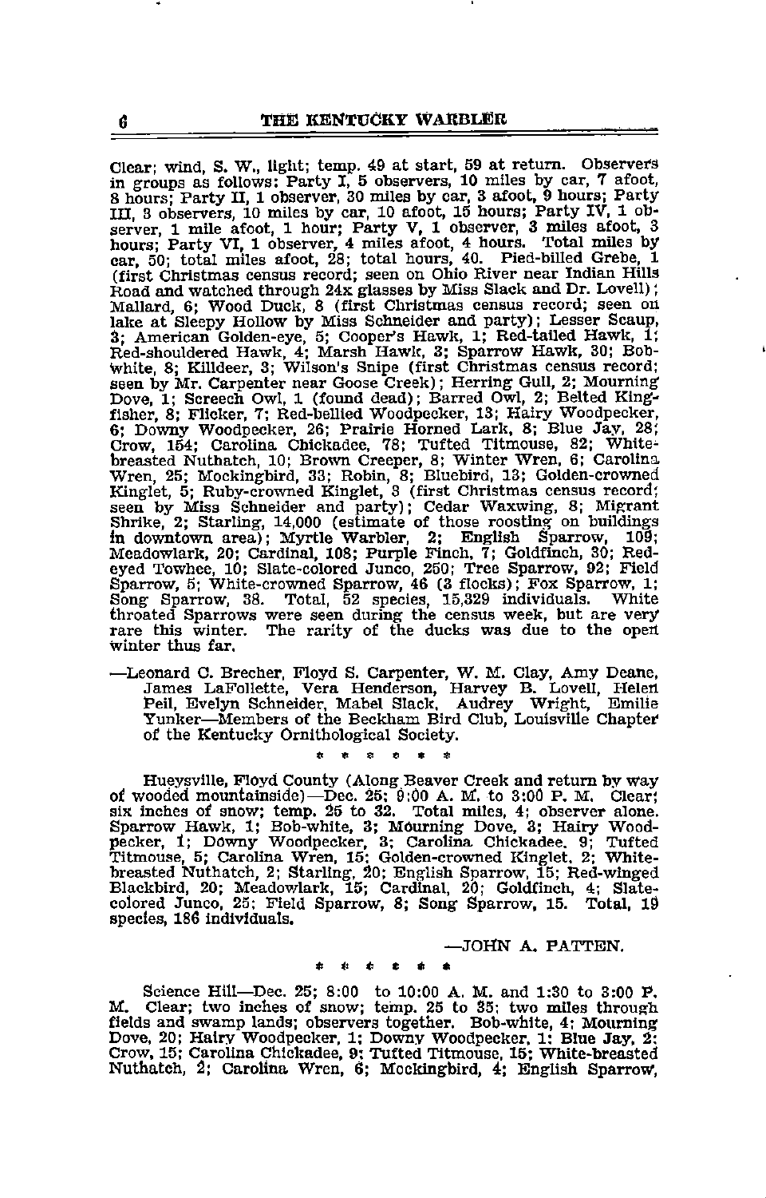Clear; wind, S. W., light; temp. 49 at start, 59 at return. Observers in groups as follows: Party I, 5 observers, 10 miles by car, 7 afoot, 8 hours; Party II, 1 observer, 30 miles by car, 3 afoot, 9 hours; Party III, 3 observers, 10 miles by car, 10 afoot, 15 hours; Party IV, 1 observer, 1 mile afoot, 1 hour; Party V, 1 observer, 3 miles afoot, 3 hours; Party VI, 1 observer, 4 miles afoot, 4 hours. Total miles by car, 50; total miles afoot, 28; total hours, 40. Pied-billed Grebe, 1 (first Christmas census record; seen on Ohio River near Indian Hills Road and watched through 24x glasses by Miss Slack and Dr. Lovell); Mallard, 6; Wood Duck, 8 (first Christmas census record; seen on lake at Sleepy Hollow by Miss Schneider and party); Lesser Scaup, 3; American Golden-eye, 5; Cooper's Hawk, 1; Red-tailed Hawk, 1; Red-shouldered Hawk, 4; Marsh Hawk, 3; Sparrow Hawk, 30; Bob-white, 8; Killdeer, 3; Wilson's Snipe (first Christmas census record; seen by Mr. Carpenter near Goose Creek); Herring Gull, 2; Mourning Dove, 1; Screech Owl, 1 (found dead); Barred Owl, 2; Belted Kingfisher, 8; Flicker, 7; Red-bellied Woodpecker, 13; Hairy Woodpecker, 6; Downy Woodpecker, 26; Prairie Horned Lark, 8; Blue Jay, 28; Crow, 154; Carolina Chickadee, 78; Tufted Titmouse, 82; White-breasted Nuthatch, 10; Brown Creeper, 8; Winter Wren, 6; Carolina Wren, 25; Mockingbird, 33; Robin, 8; Bluebird, 13; Golden-crowned Kinglet, 5; Ruby-crowned Kinglet, 3 (first Christmas census record; seen by Miss Schneider and party); Cedar Waxwing, 8; Migrant Shrike, 2; Starling, 14,000 (estimate of those roosting on buildings in downtown area); Myrtle Warbler, 2; English Sparrow, 109; Meadowlark, 20; Cardinal, 108; Purple Finch, 7; Goldfinch, 30; Red-eyed Towhee, 10; Slate-colored Junco, 250; Tree Sparrow, 92; Field Sparrow, 5; White-crowned Sparrow, 46 (3 flocks); Fox Sparrow, 1; Song Sparrow, 38. Total, 52 species, 15,329 individuals. White throated Sparrows were seen during the census week, but are very rare this winter. The rarity of the ducks was due to the open winter thus far.

—Leonard C. Brecher, Floyd S. Carpenter, W. M. Clay, Amy Deane, James LaFollette, Vera Henderson, Harvey B. Lovell, Helen Peil, Evelyn Schneider, Mabel Slack, Audrey Wright, Emilie Yunker—Members of the Beckham Bird Club, Louisville Chapter of the Kentucky Ornithological Society.

\* \* \* \* \* \*

Hueysville, Floyd County (Along Beaver Creek and return by way of wooded mountainside)—Dec. 25; 9:00 A. M. to 3:00 P. M. Clear; six inches of snow; temp. 25 to 32. Total miles, 4; observer alone. Sparrow Hawk, 1; Bob-white, 3; Mourning Dove, 3; Hairy Woodpecker, 1; Downy Woodpecker, 3; Carolina Chickadee, 9; Tufted Titmouse, 5; Carolina Wren, 15; Golden-crowned Kinglet, 2; White-breasted Nuthatch, 2; Starling, 20; English Sparrow, 15; Red-winged Blackbird, 20; Meadowlark, 15; Cardinal, 20; Goldfinch, 4; Slate-colored Junco, 25; Field Sparrow, 8; Song Sparrow, 15. Total, 19 species, 186 individuals.

—JOHN A. PATTEN.

\* \* \* \* \* \*

Science Hill—Dec. 25; 8:00 to 10:00 A. M. and 1:30 to 3:00 P. M. Clear; two inches of snow; temp. 25 to 35; two miles through fields and swamp lands; observers together. Bob-white, 4; Mourning Dove, 20; Hairy Woodpecker, 1; Downy Woodpecker, 1; Blue Jay, 2; Crow, 15; Carolina Chickadee, 9; Tufted Titmouse, 15; White-breasted Nuthatch, 2; Carolina Wren, 6; Mockingbird, 4; English Sparrow,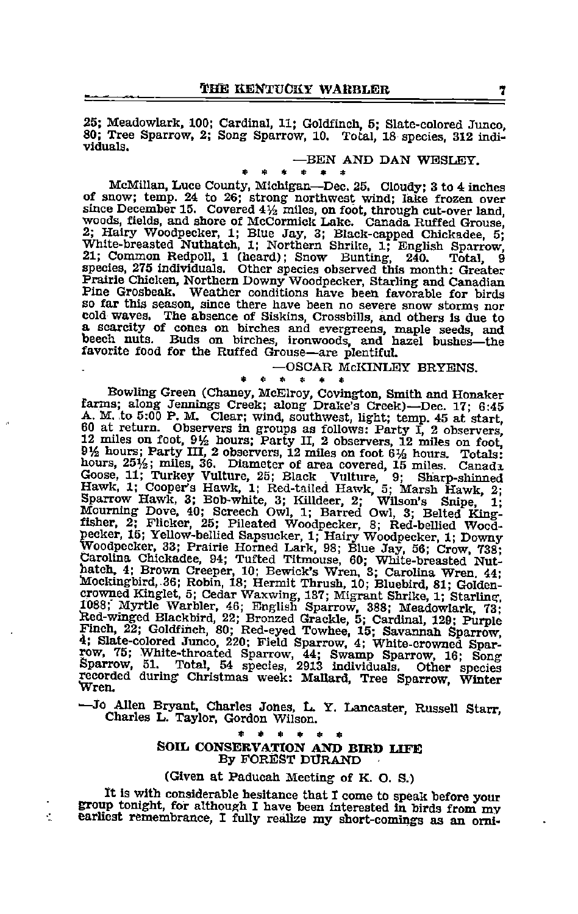25; Meadowlark, 100; Cardinal, 11; Goldfinch, 5; Slate-colored Junco, 80; Tree Sparrow, 2; Song Sparrow, 10. Total, 18 species, 312 individuals.

—BEN AND DAN WESLEY.

\* \* \* \* \* \*

McMillan, Luce County, Michigan—Dec. 25. Cloudy; 3 to 4 inches of snow; temp. 24 to 26; strong northwest wind; lake frozen over since December 15. Covered 4½ miles, on foot, through cut-over land, woods, fields, and shore of McCormick Lake. Canada Ruffed Grouse, 2; Hairy Woodpecker, 1; Blue Jay, 3; Black-capped Chickadee, 5; White-breasted Nuthatch, 1; Northern Shrike, 1; English Sparrow, 21; Common Redpoll, 1 (heard); Snow Bunting, 240. Total, 9 species, 275 individuals. Other species observed this month: Greater Prairie Chicken, Northern Downy Woodpecker, Starling and Canadian Pine Grosbeak. Weather conditions have been favorable for birds so far this season, since there have been no severe snow storms nor cold waves. The absence of Siskins, Crossbills, and others is due to a scarcity of cones on birches and evergreens, maple seeds, and beech nuts. Buds on birches, ironwoods, and hazel bushes—the favorite food for the Ruffed Grouse—are plentiful.

—OSCAR McKINLEY BRYENS.

\* \* \* \* \* \*

Bowling Green (Chaney, McElroy, Covington, Smith and Honaker farms; along Jennings Creek; along Drake's Creek)—Dec. 17; 6:45 A. M. to 5:00 P. M. Clear; wind, southwest, light; temp. 45 at start, 60 at return. Observers in groups as follows: Party I, 2 observers, 12 miles on foot, 9½ hours; Party II, 2 observers, 12 miles on foot, 9½ hours; Party III, 2 observers, 12 miles on foot 6½ hours. Totals: hours, 25½; miles, 36. Diameter of area covered, 15 miles. Canada Goose, 11; Turkey Vulture, 25; Black Vulture, 9; Sharp-shinned Hawk, 1; Cooper's Hawk, 1; Red-tailed Hawk, 5; Marsh Hawk, 2; Sparrow Hawk, 3; Bob-white, 3; Killdeer, 2; Wilson's Snipe, 1; Mourning Dove, 40; Screech Owl, 1; Barred Owl, 3; Belted Kingfisher, 2; Flicker, 25; Pileated Woodpecker, 8; Red-bellied Woodpecker, 15; Yellow-bellied Sapsucker, 1; Hairy Woodpecker, 1; Downy Woodpecker, 33; Prairie Horned Lark, 98; Blue Jay, 56; Crow, 738; Carolina Chickadee, 94; Tufted Titmouse, 60; White-breasted Nuthatch, 4; Brown Creeper, 10; Bewick's Wren, 3; Carolina Wren, 44; Mockingbird, 36; Robin, 18; Hermit Thrush, 10; Bluebird, 81; Golden-crowned Kinglet, 5; Cedar Waxwing, 137; Migrant Shrike, 1; Starling, 1088; Myrtle Warbler, 46; English Sparrow, 388; Meadowlark, 73; Red-winged Blackbird, 22; Bronzed Grackle, 5; Cardinal, 129; Purple Finch, 22; Goldfinch, 80; Red-eyed Towhee, 15; Savannah Sparrow, 4; Slate-colored Junco, 220; Field Sparrow, 4; White-crowned Sparrow, 75; White-throated Sparrow, 44; Swamp Sparrow, 16; Song Sparrow, 51. Total, 54 species, 2913 individuals. Other species recorded during Christmas week: Mallard, Tree Sparrow, Winter Wren.

—Jo Allen Bryant, Charles Jones, L. Y. Lancaster, Russell Starr, Charles L. Taylor, Gordon Wilson.

\* \* \* \* \* \*

## SOIL CONSERVATION AND BIRD LIFE

By FOREST DURAND

(Given at Paducah Meeting of K. O. S.)

It is with considerable hesitance that I come to speak before your group tonight, for although I have been interested in birds from my earliest remembrance, I fully realize my short-comings as an orni-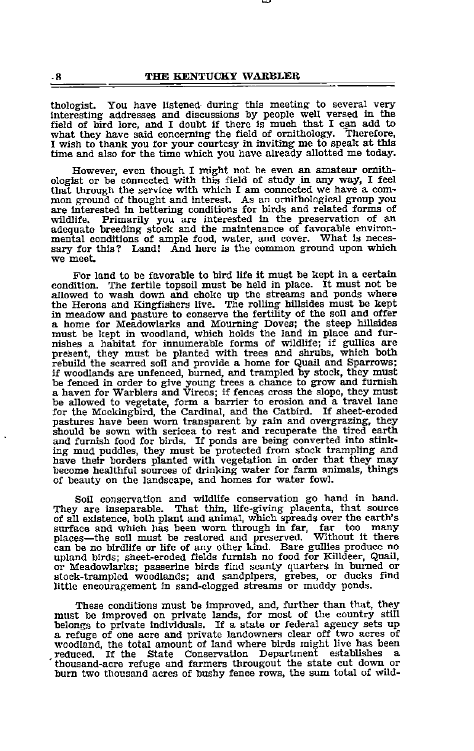thologist. You have listened during this meeting to several very interesting addresses and discussions by people well versed in the field of bird lore, and I doubt if there is much that I can add to what they have said concerning the field of ornithology. Therefore, I wish to thank you for your courtesy in inviting me to speak at this time and also for the time which you have already allotted me today.

However, even though I might not be even an amateur ornithologist or be connected with this field of study in any way, I feel that through the service with which I am connected we have a common ground of thought and interest. As an ornithological group you are interested in bettering conditions for birds and related forms of wildlife. Primarily you are interested in the preservation of an adequate breeding stock and the maintenance of favorable environmental conditions of ample food, water, and cover. What is necessary for this? Land! And here is the common ground upon which we meet.

For land to be favorable to bird life it must be kept in a certain condition. The fertile topsoil must be held in place. It must not be allowed to wash down and choke up the streams and ponds where the Herons and Kingfishers live. The rolling hillsides must be kept in meadow and pasture to conserve the fertility of the soil and offer a home for Meadowlarks and Mourning Doves; the steep hillsides must be kept in woodland, which holds the land in place and furnishes a habitat for innumerable forms of wildlife; if gullies are present, they must be planted with trees and shrubs, which both rebuild the scarred soil and provide a home for Quail and Sparrows; if woodlands are unfenced, burned, and trampled by stock, they must be fenced in order to give young trees a chance to grow and furnish a haven for Warblers and Vireos; if fences cross the slope, they must be allowed to vegetate, form a barrier to erosion and a travel lane for the Mockingbird, the Cardinal, and the Catbird. If sheet-eroded pastures have been worn transparent by rain and overgrazing, they should be sown with sericea to rest and recuperate the tired earth and furnish food for birds. If ponds are being converted into stinking mud puddles, they must be protected from stock trampling and have their borders planted with vegetation in order that they may become healthful sources of drinking water for farm animals, things of beauty on the landscape, and homes for water fowl.

Soil conservation and wildlife conservation go hand in hand. They are inseparable. That thin, life-giving placenta, that source of all existence, both plant and animal, which spreads over the earth's surface and which has been worn through in far, far too many places—the soil must be restored and preserved. Without it there can be no birdlife or life of any other kind. Bare gullies produce no upland birds; sheet-eroded fields furnish no food for Killdeer, Quail, or Meadowlarks; passerine birds find scanty quarters in burned or stock-trampled woodlands; and sandpipers, grebes, or ducks find little encouragement in sand-clogged streams or muddy ponds.

These conditions must be improved, and, further than that, they must be improved on private lands, for most of the country still belongs to private individuals. If a state or federal agency sets up a refuge of one acre and private landowners clear off two acres of woodland, the total amount of land where birds might live has been reduced. If the State Conservation Department establishes a thousand-acre refuge and farmers througout the state cut down or burn two thousand acres of bushy fence rows, the sum total of wild-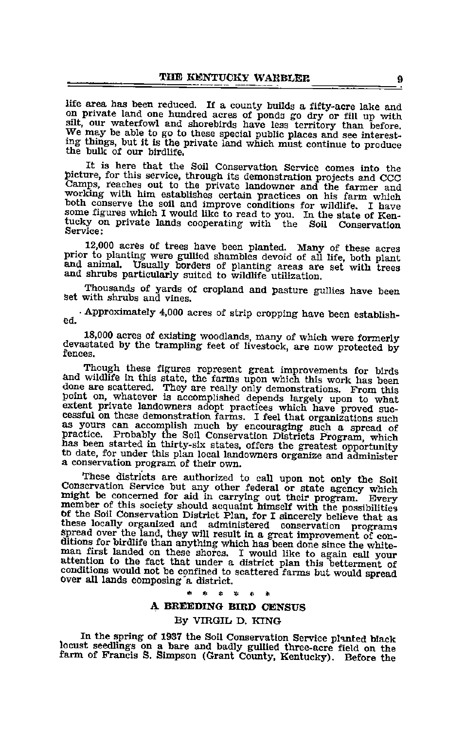life area has been reduced. If a county builds a fifty-acre lake and on private land one hundred acres of ponds go dry or fill up with silt, our waterfowl and shorebirds have less territory than before. We may be able to go to these special public places and see interesting things, but it is the private land which must continue to produce the bulk of our birdlife.

It is here that the Soil Conservation Service comes into the picture, for this service, through its demonstration projects and CCC Camps, reaches out to the private landowner and the farmer and working with him establishes certain practices on his farm which both conserve the soil and improve conditions for wildlife. I have some figures which I would like to read to you. In the state of Kentucky on private lands cooperating with the Soil Conservation Service:

12,000 acres of trees have been planted. Many of these acres prior to planting were gullied shambles devoid of all life, both plant and animal. Usually borders of planting areas are set with trees and shrubs particularly suited to wildlife utilization.

Thousands of yards of cropland and pasture gullies have been set with shrubs and vines.

Approximately 4,000 acres of strip cropping have been established.

18,000 acres of existing woodlands, many of which were formerly devastated by the trampling feet of livestock, are now protected by fences.

Though these figures represent great improvements for birds and wildlife in this state, the farms upon which this work has been done are scattered. They are really only demonstrations. From this point on, whatever is accomplished depends largely upon to what extent private landowners adopt practices which have proved successful on these demonstration farms. I feel that organizations such as yours can accomplish much by encouraging such a spread of practice. Probably the Soil Conservation Districts Program, which has been started in thirty-six states, offers the greatest opportunity to date, for under this plan local landowners organize and administer a conservation program of their own.

These districts are authorized to call upon not only the Soil Conservation Service but any other federal or state agency which might be concerned for aid in carrying out their program. Every member of this society should acquaint himself with the possibilities of the Soil Conservation District Plan, for I sincerely believe that as these locally organized and administered conservation programs spread over the land, they will result in a great improvement of conditions for birdlife than anything which has been done since the whiteman first landed on these shores. I would like to again call your attention to the fact that under a district plan this betterment of conditions would not be confined to scattered farms but would spread over all lands composing a district.

\* \* \* \* \* \*

## A BREEDING BIRD CENSUS

By VIRGIL D. KING

In the spring of 1937 the Soil Conservation Service planted black locust seedlings on a bare and badly gullied three-acre field on the farm of Francis S. Simpson (Grant County, Kentucky). Before the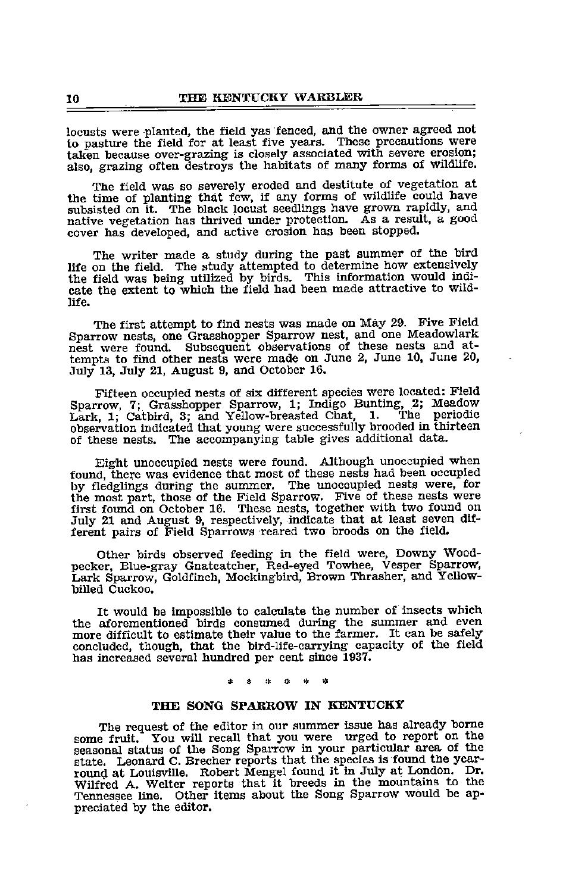locusts were planted, the field yas fenced, and the owner agreed not to pasture the field for at least five years. These precautions were taken because over-grazing is closely associated with severe erosion; also, grazing often destroys the habitats of many forms of wildlife.

The field was so severely eroded and destitute of vegetation at the time of planting that few, if any forms of wildlife could have subsisted on it. The black locust seedlings have grown rapidly, and native vegetation has thrived under protection. As a result, a good cover has developed, and active erosion has been stopped.

The writer made a study during the past summer of the bird life on the field. The study attempted to determine how extensively the field was being utilized by birds. This information would indicate the extent to which the field had been made attractive to wildlife.

The first attempt to find nests was made on May 29. Five Field Sparrow nests, one Grasshopper Sparrow nest, and one Meadowlark nest were found. Subsequent observations of these nests and attempts to find other nests were made on June 2, June 10, June 20, July 13, July 21, August 9, and October 16.

Fifteen occupied nests of six different species were located: Field Sparrow, 7; Grasshopper Sparrow, 1; Indigo Bunting, 2; Meadow Lark, 1; Catbird, 3; and Yellow-breasted Chat, 1. The periodic observation indicated that young were successfully brooded in thirteen of these nests. The accompanying table gives additional data.

Eight unoccupied nests were found. Although unoccupied when found, there was evidence that most of these nests had been occupied by fledglings during the summer. The unoccupied nests were, for the most part, those of the Field Sparrow. Five of these nests were first found on October 16. These nests, together with two found on July 21 and August 9, respectively, indicate that at least seven different pairs of Field Sparrows reared two broods on the field.

Other birds observed feeding in the field were, Downy Woodpecker, Blue-gray Gnatcatcher, Red-eyed Towhee, Vesper Sparrow, Lark Sparrow, Goldfinch, Mockingbird, Brown Thrasher, and Yellow-billed Cuckoo.

It would be impossible to calculate the number of insects which the aforementioned birds consumed during the summer and even more difficult to estimate their value to the farmer. It can be safely concluded, though, that the bird-life-carrying capacity of the field has increased several hundred per cent since 1937.

\* \* \* \* \* \*

## THE SONG SPARROW IN KENTUCKY

The request of the editor in our summer issue has already borne some fruit. You will recall that you were urged to report on the seasonal status of the Song Sparrow in your particular area of the state. Leonard C. Brecher reports that the species is found the year-round at Louisville. Robert Mengel found it in July at London. Dr. Wilfred A. Welter reports that it breeds in the mountains to the Tennessee line. Other items about the Song Sparrow would be appreciated by the editor.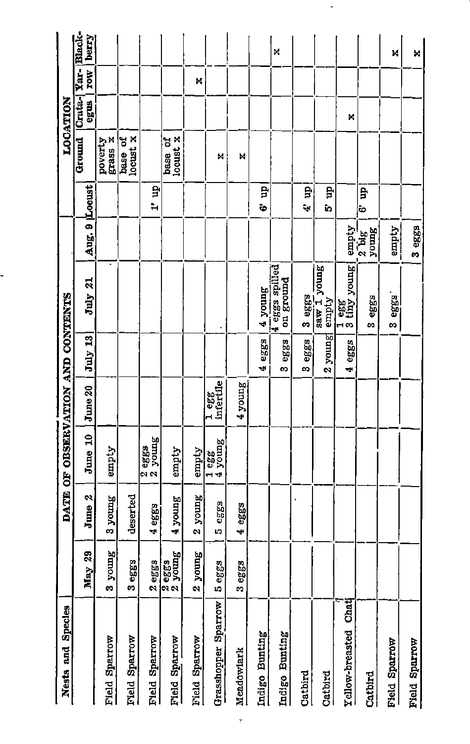| Nests and Species | DATE OF OBSERVATION AND CONTENTS | | | | | | | | LOCATION | | | | |
|---|---|---|---|---|---|---|---|---|---|---|---|---|---|
| | May 29 | June 2 | June 10 | June 20 | July 13 | July 21 | Aug. 9 | Locust | Ground | Crataegus | Yarrow | Blackberry |
| Field Sparrow | 3 young | 3 young | empty | | | | | | poverty grass x | | | |
| Field Sparrow | 3 eggs | deserted | | | | | | | base of locust x | | | |
| Field Sparrow | 2 eggs | 4 eggs | 2 eggs 2 young | | | | | 1' up | | | | |
| Field Sparrow | 2 eggs 2 young | 4 young | empty | | | | | | base of locust x | | | |
| Field Sparrow | 2 young | 2 young | empty | | | | | | | | x | |
| Grasshopper Sparrow | 5 eggs | 5 eggs | 1 egg 4 young | 1 egg infertile | | | | | x | | | |
| Meadowlark | 3 eggs | 4 eggs | | 4 young | | | | | x | | | |
| Indigo Bunting | | | | | 4 eggs | 4 young | | 6' up | | | | |
| Indigo Bunting | | | | | 3 eggs | 4 eggs spilled on ground | | | | | | x |
| Catbird | | | | | 3 eggs | 3 eggs | | 4' up | | | | |
| Catbird | | | | | 2 young | saw 1 young empty | | 5' up | | | | |
| Yellow-breasted Chat | | | | | 4 eggs | 1 egg 3 tiny young | empty | | | x | | |
| Catbird | | | | | | 3 eggs | 2 big young | 6' up | | | | |
| Field Sparrow | | | | | | 3 eggs | empty | | | | | x |
| Field Sparrow | | | | | | | 3 eggs | | | | | x |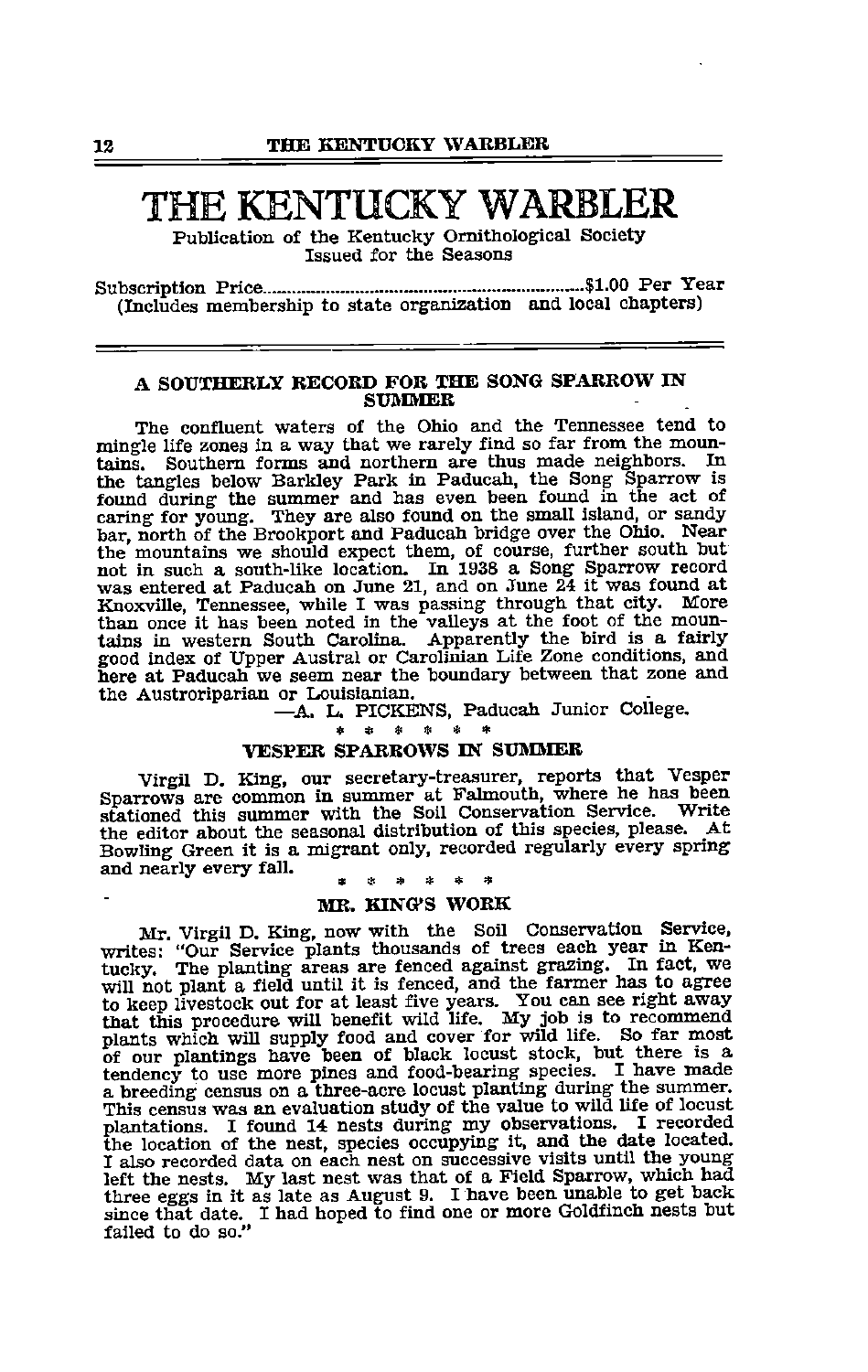# THE KENTUCKY WARBLER

Publication of the Kentucky Ornithological Society
Issued for the Seasons

Subscription Price.....................................................................$1.00 Per Year
(Includes membership to state organization and local chapters)

---

### A SOUTHERLY RECORD FOR THE SONG SPARROW IN SUMMER

The confluent waters of the Ohio and the Tennessee tend to mingle life zones in a way that we rarely find so far from the mountains. Southern forms and northern are thus made neighbors. In the tangles below Barkley Park in Paducah, the Song Sparrow is found during the summer and has even been found in the act of caring for young. They are also found on the small island, or sandy bar, north of the Brookport and Paducah bridge over the Ohio. Near the mountains we should expect them, of course, further south but not in such a south-like location. In 1938 a Song Sparrow record was entered at Paducah on June 21, and on June 24 it was found at Knoxville, Tennessee, while I was passing through that city. More than once it has been noted in the valleys at the foot of the mountains in western South Carolina. Apparently the bird is a fairly good index of Upper Austral or Carolinian Life Zone conditions, and here at Paducah we seem near the boundary between that zone and the Austroriparian or Louisianian.

—A. L. PICKENS, Paducah Junior College.

\* \* \* \* \* \*

### VESPER SPARROWS IN SUMMER

Virgil D. King, our secretary-treasurer, reports that Vesper Sparrows are common in summer at Falmouth, where he has been stationed this summer with the Soil Conservation Service. Write the editor about the seasonal distribution of this species, please. At Bowling Green it is a migrant only, recorded regularly every spring and nearly every fall.

\* \* \* \* \* \*

### MR. KING'S WORK

Mr. Virgil D. King, now with the Soil Conservation Service, writes: "Our Service plants thousands of trees each year in Kentucky. The planting areas are fenced against grazing. In fact, we will not plant a field until it is fenced, and the farmer has to agree to keep livestock out for at least five years. You can see right away that this procedure will benefit wild life. My job is to recommend plants which will supply food and cover for wild life. So far most of our plantings have been of black locust stock, but there is a tendency to use more pines and food-bearing species. I have made a breeding census on a three-acre locust planting during the summer. This census was an evaluation study of the value to wild life of locust plantations. I found 14 nests during my observations. I recorded the location of the nest, species occupying it, and the date located. I also recorded data on each nest on successive visits until the young left the nests. My last nest was that of a Field Sparrow, which had three eggs in it as late as August 9. I have been unable to get back since that date. I had hoped to find one or more Goldfinch nests but failed to do so."